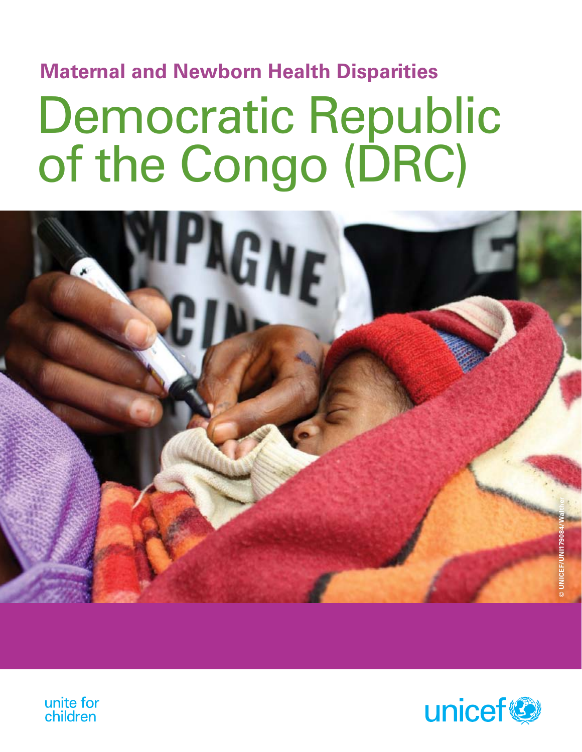**Maternal and Newborn Health Disparities**

# Democratic Republic of the Congo (DRC)

© UNICEF/UNI179084/Walther

unite for children

unicef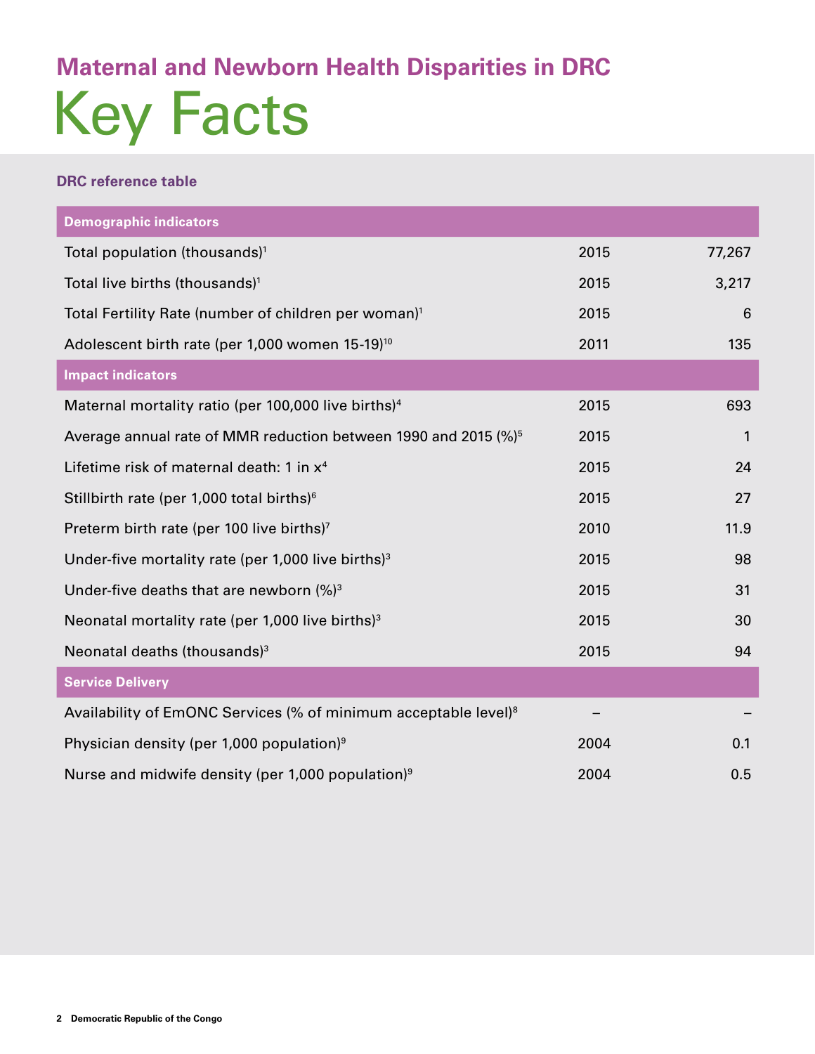## Maternal and Newborn Health Disparities in DRC

# Key Facts

**DRC reference table**

| Demographic indicators | | |
|---|---|---|
| Total population (thousands)[1] | 2015 | 77,267 |
| Total live births (thousands)[1] | 2015 | 3,217 |
| Total Fertility Rate (number of children per woman)[1] | 2015 | 6 |
| Adolescent birth rate (per 1,000 women 15-19)[10] | 2011 | 135 |
| **Impact indicators** | | |
| Maternal mortality ratio (per 100,000 live births)[4] | 2015 | 693 |
| Average annual rate of MMR reduction between 1990 and 2015 (%)[5] | 2015 | 1 |
| Lifetime risk of maternal death: 1 in x[4] | 2015 | 24 |
| Stillbirth rate (per 1,000 total births)[6] | 2015 | 27 |
| Preterm birth rate (per 100 live births)[7] | 2010 | 11.9 |
| Under-five mortality rate (per 1,000 live births)[3] | 2015 | 98 |
| Under-five deaths that are newborn (%)[3] | 2015 | 31 |
| Neonatal mortality rate (per 1,000 live births)[3] | 2015 | 30 |
| Neonatal deaths (thousands)[3] | 2015 | 94 |
| **Service Delivery** | | |
| Availability of EmONC Services (% of minimum acceptable level)[8] | – | – |
| Physician density (per 1,000 population)[9] | 2004 | 0.1 |
| Nurse and midwife density (per 1,000 population)[9] | 2004 | 0.5 |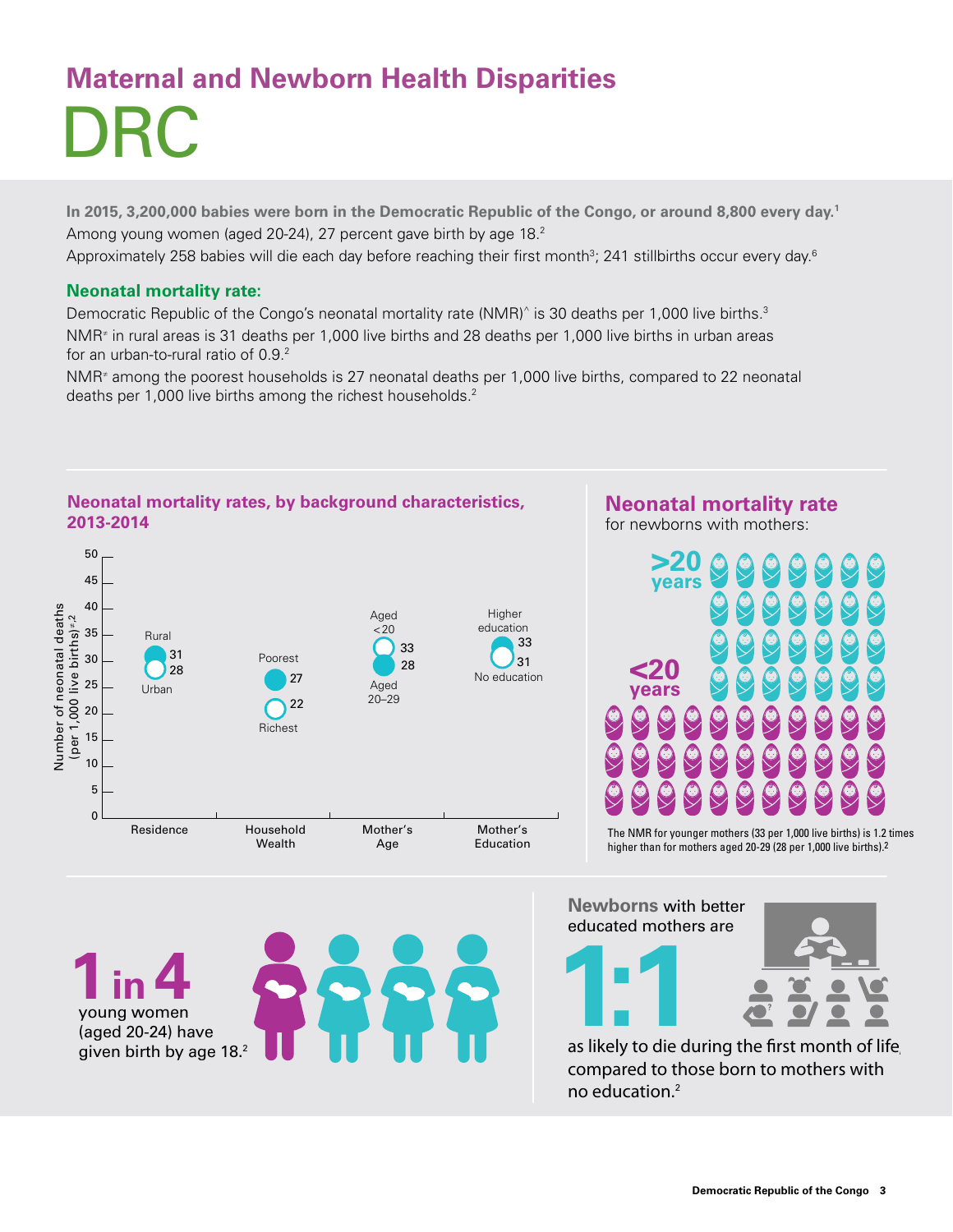# Maternal and Newborn Health Disparities

# DRC

**In 2015, 3,200,000 babies were born in the Democratic Republic of the Congo, or around 8,800 every day.**[1]

Among young women (aged 20-24), 27 percent gave birth by age 18.[2]

Approximately 258 babies will die each day before reaching their first month[3]; 241 stillbirths occur every day.[6]

## Neonatal mortality rate:

Democratic Republic of the Congo's neonatal mortality rate (NMR)^ is 30 deaths per 1,000 live births.[3]

NMR≠ in rural areas is 31 deaths per 1,000 live births and 28 deaths per 1,000 live births in urban areas for an urban-to-rural ratio of 0.9.[2]

NMR≠ among the poorest households is 27 neonatal deaths per 1,000 live births, compared to 22 neonatal deaths per 1,000 live births among the richest households.[2]

### Neonatal mortality rates, by background characteristics, 2013-2014

Number of neonatal deaths (per 1,000 live births)≠,2

| Characteristic | Group | NMR |
|---|---|---|
| Residence | Rural | 31 |
| | Urban | 28 |
| Household Wealth | Poorest | 27 |
| | Richest | 22 |
| Mother's Age | Aged <20 | 33 |
| | Aged 20–29 | 28 |
| Mother's Education | Higher education | 33 |
| | No education | 31 |

### Neonatal mortality rate

for newborns with mothers:

>20 years

<20 years

The NMR for younger mothers (33 per 1,000 live births) is 1.2 times higher than for mothers aged 20-29 (28 per 1,000 live births).[2]

**1 in 4** young women (aged 20-24) have given birth by age 18.[2]

**Newborns** with better educated mothers are **1:1** as likely to die during the first month of life, compared to those born to mothers with no education.[2]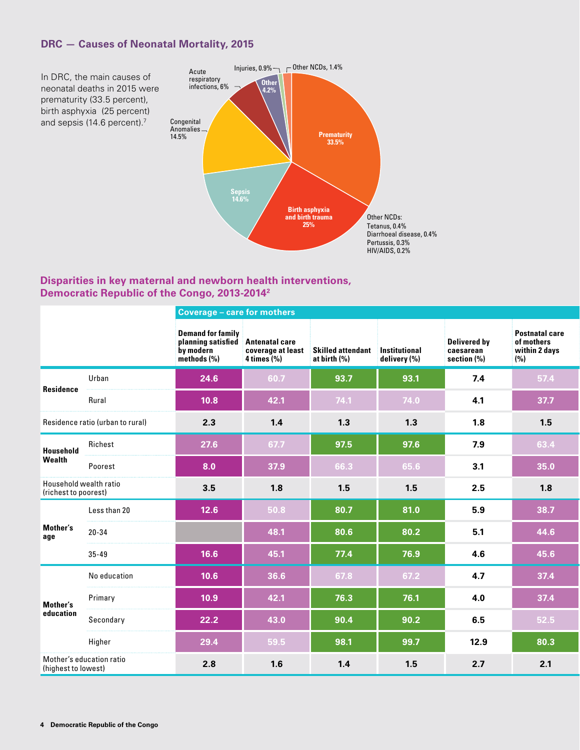## DRC — Causes of Neonatal Mortality, 2015

In DRC, the main causes of neonatal deaths in 2015 were prematurity (33.5 percent), birth asphyxia (25 percent) and sepsis (14.6 percent).[7]

Prematurity 33.5%
Birth asphyxia and birth trauma 25%
Sepsis 14.6%
Congenital Anomalies 14.5%
Acute respiratory infections, 6%
Other 4.2%
Injuries, 0.9%
Other NCDs, 1.4%

Other NCDs:
Tetanus, 0.4%
Diarrhoeal disease, 0.4%
Pertussis, 0.3%
HIV/AIDS, 0.2%

## Disparities in key maternal and newborn health interventions, Democratic Republic of the Congo, 2013-2014[2]

| | | Coverage – care for mothers | | | | | |
|---|---|---|---|---|---|---|---|
| | | Demand for family planning satisfied by modern methods (%) | Antenatal care coverage at least 4 times (%) | Skilled attendant at birth (%) | Institutional delivery (%) | Delivered by caesarean section (%) | Postnatal care of mothers within 2 days (%) |
| **Residence** | Urban | 24.6 | 60.7 | 93.7 | 93.1 | 7.4 | 57.4 |
| | Rural | 10.8 | 42.1 | 74.1 | 74.0 | 4.1 | 37.7 |
| Residence ratio (urban to rural) | | 2.3 | 1.4 | 1.3 | 1.3 | 1.8 | 1.5 |
| **Household Wealth** | Richest | 27.6 | 67.7 | 97.5 | 97.6 | 7.9 | 63.4 |
| | Poorest | 8.0 | 37.9 | 66.3 | 65.6 | 3.1 | 35.0 |
| Household wealth ratio (richest to poorest) | | 3.5 | 1.8 | 1.5 | 1.5 | 2.5 | 1.8 |
| **Mother's age** | Less than 20 | 12.6 | 50.8 | 80.7 | 81.0 | 5.9 | 38.7 |
| | 20-34 | | 48.1 | 80.6 | 80.2 | 5.1 | 44.6 |
| | 35-49 | 16.6 | 45.1 | 77.4 | 76.9 | 4.6 | 45.6 |
| **Mother's education** | No education | 10.6 | 36.6 | 67.8 | 67.2 | 4.7 | 37.4 |
| | Primary | 10.9 | 42.1 | 76.3 | 76.1 | 4.0 | 37.4 |
| | Secondary | 22.2 | 43.0 | 90.4 | 90.2 | 6.5 | 52.5 |
| | Higher | 29.4 | 59.5 | 98.1 | 99.7 | 12.9 | 80.3 |
| Mother's education ratio (highest to lowest) | | 2.8 | 1.6 | 1.4 | 1.5 | 2.7 | 2.1 |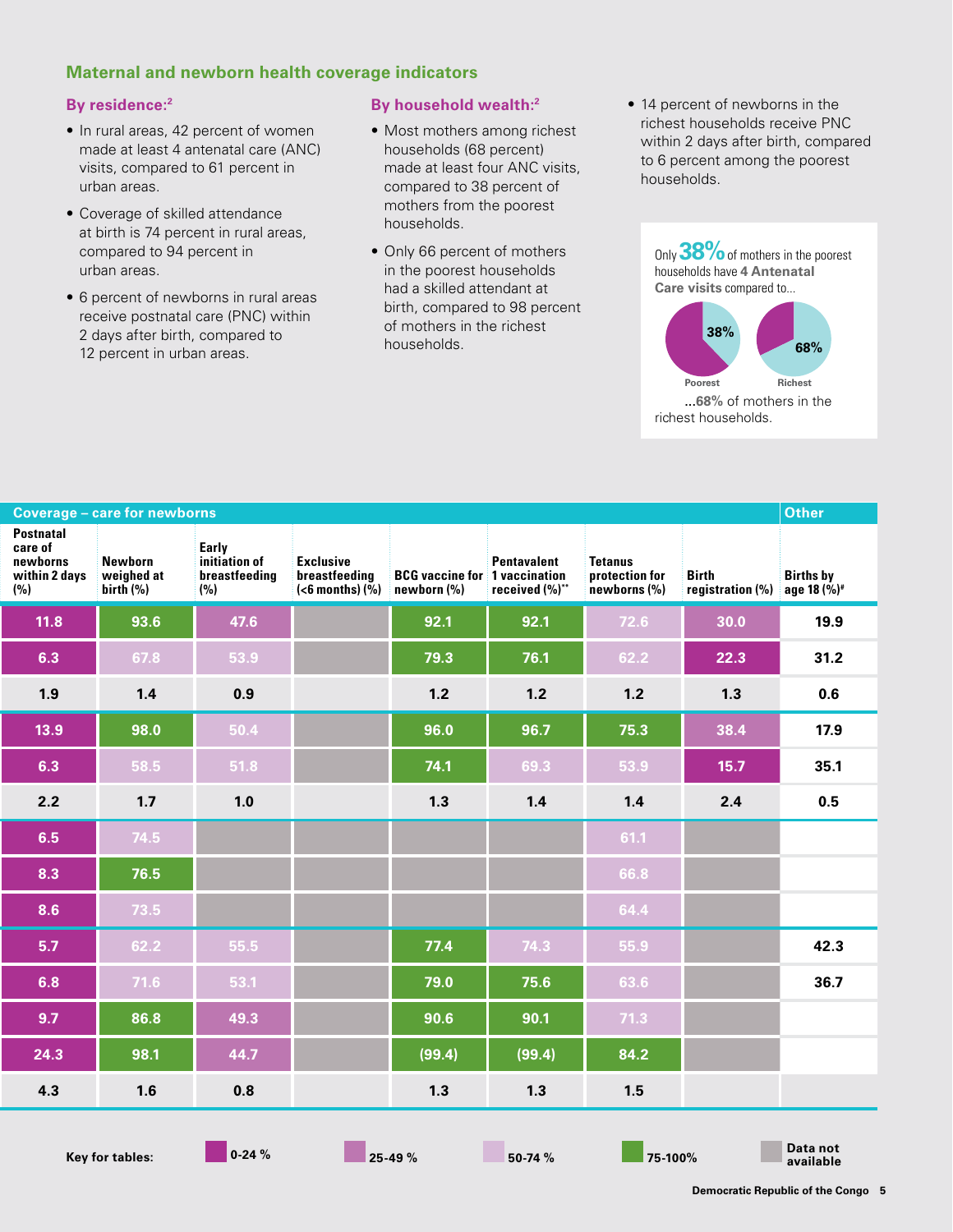## Maternal and newborn health coverage indicators

### By residence:[2]

- In rural areas, 42 percent of women made at least 4 antenatal care (ANC) visits, compared to 61 percent in urban areas.
- Coverage of skilled attendance at birth is 74 percent in rural areas, compared to 94 percent in urban areas.
- 6 percent of newborns in rural areas receive postnatal care (PNC) within 2 days after birth, compared to 12 percent in urban areas.

### By household wealth:[2]

- Most mothers among richest households (68 percent) made at least four ANC visits, compared to 38 percent of mothers from the poorest households.
- Only 66 percent of mothers in the poorest households had a skilled attendant at birth, compared to 98 percent of mothers in the richest households.
- 14 percent of newborns in the richest households receive PNC within 2 days after birth, compared to 6 percent among the poorest households.

Only **38%** of mothers in the poorest households have **4 Antenatal Care visits** compared to...

Poorest: 38% | Richest: 68%

...**68%** of mothers in the richest households.

| Coverage – care for newborns | | | | | | | | Other |
|---|---|---|---|---|---|---|---|---|
| Postnatal care of newborns within 2 days (%) | Newborn weighed at birth (%) | Early initiation of breastfeeding (%) | Exclusive breastfeeding (<6 months) (%) | BCG vaccine for newborn (%) | Pentavalent 1 vaccination received (%)** | Tetanus protection for newborns (%) | Birth registration (%) | Births by age 18 (%)# |
| 11.8 | 93.6 | 47.6 | | 92.1 | 92.1 | 72.6 | 30.0 | 19.9 |
| 6.3 | 67.8 | 53.9 | | 79.3 | 76.1 | 62.2 | 22.3 | 31.2 |
| 1.9 | 1.4 | 0.9 | | 1.2 | 1.2 | 1.2 | 1.3 | 0.6 |
| 13.9 | 98.0 | 50.4 | | 96.0 | 96.7 | 75.3 | 38.4 | 17.9 |
| 6.3 | 58.5 | 51.8 | | 74.1 | 69.3 | 53.9 | 15.7 | 35.1 |
| 2.2 | 1.7 | 1.0 | | 1.3 | 1.4 | 1.4 | 2.4 | 0.5 |
| 6.5 | 74.5 | | | | | 61.1 | | |
| 8.3 | 76.5 | | | | | 66.8 | | |
| 8.6 | 73.5 | | | | | 64.4 | | |
| 5.7 | 62.2 | 55.5 | | 77.4 | 74.3 | 55.9 | | 42.3 |
| 6.8 | 71.6 | 53.1 | | 79.0 | 75.6 | 63.6 | | 36.7 |
| 9.7 | 86.8 | 49.3 | | 90.6 | 90.1 | 71.3 | | |
| 24.3 | 98.1 | 44.7 | | (99.4) | (99.4) | 84.2 | | |
| 4.3 | 1.6 | 0.8 | | 1.3 | 1.3 | 1.5 | | |

**Key for tables:** 0-24 % | 25-49 % | 50-74 % | 75-100% | Data not available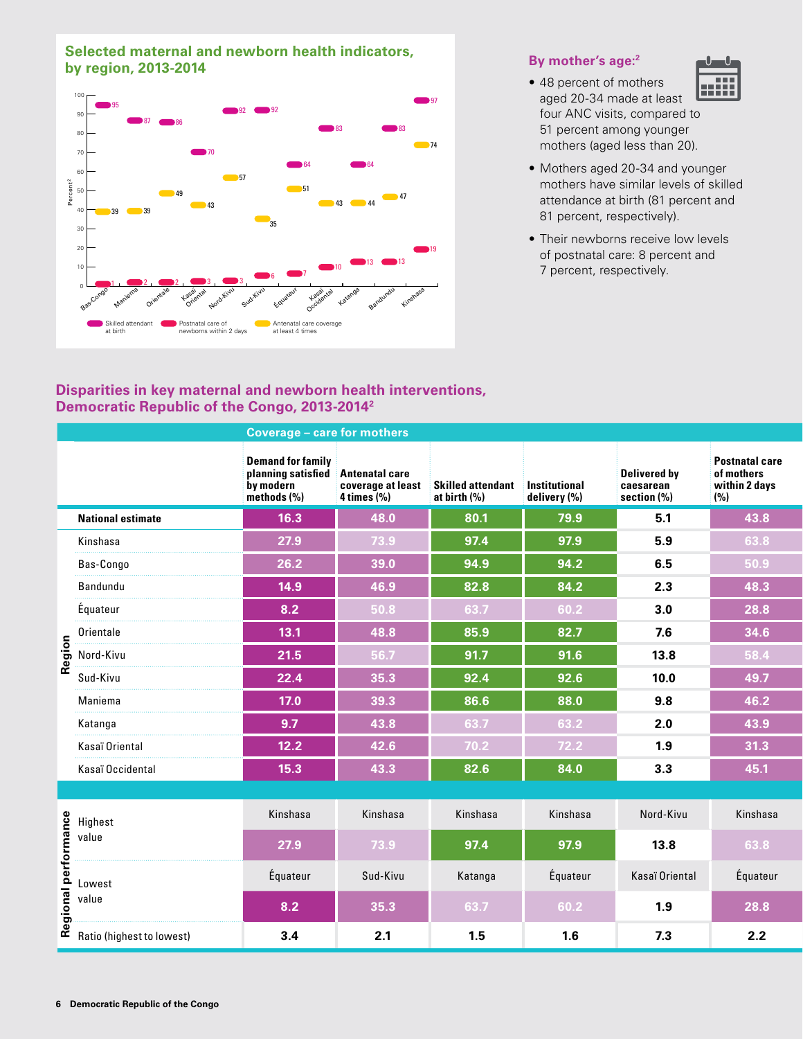## Selected maternal and newborn health indicators, by region, 2013-2014

| Region | Skilled attendant at birth | Postnatal care of newborns within 2 days | Antenatal care coverage at least 4 times |
|---|---|---|---|
| Bas-Congo | 95 | 2 | 39 |
| Maniema | 87 | 2 | 39 |
| Orientale | 86 | 2 | 49 |
| Kasaï Oriental | 70 | 3 | 43 |
| Nord-Kivu | 92 | 3 | 57 |
| Sud-Kivu | 92 | 6 | 35 |
| Équateur | 64 | 7 | 51 |
| Kasaï Occidental | 83 | 10 | 43 |
| Katanga | 64 | 13 | 44 |
| Bandundu | 83 | 13 | 47 |
| Kinshasa | 97 | 19 | 74 |

### By mother's age:[2]

- 48 percent of mothers aged 20-34 made at least four ANC visits, compared to 51 percent among younger mothers (aged less than 20).
- Mothers aged 20-34 and younger mothers have similar levels of skilled attendance at birth (81 percent and 81 percent, respectively).
- Their newborns receive low levels of postnatal care: 8 percent and 7 percent, respectively.

## Disparities in key maternal and newborn health interventions, Democratic Republic of the Congo, 2013-2014[2]

| | | Coverage – care for mothers | | | | | |
|---|---|---|---|---|---|---|---|
| | | Demand for family planning satisfied by modern methods (%) | Antenatal care coverage at least 4 times (%) | Skilled attendant at birth (%) | Institutional delivery (%) | Delivered by caesarean section (%) | Postnatal care of mothers within 2 days (%) |
| | National estimate | 16.3 | 48.0 | 80.1 | 79.9 | 5.1 | 43.8 |
| Region | Kinshasa | 27.9 | 73.9 | 97.4 | 97.9 | 5.9 | 63.8 |
| | Bas-Congo | 26.2 | 39.0 | 94.9 | 94.2 | 6.5 | 50.9 |
| | Bandundu | 14.9 | 46.9 | 82.8 | 84.2 | 2.3 | 48.3 |
| | Équateur | 8.2 | 50.8 | 63.7 | 60.2 | 3.0 | 28.8 |
| | Orientale | 13.1 | 48.8 | 85.9 | 82.7 | 7.6 | 34.6 |
| | Nord-Kivu | 21.5 | 56.7 | 91.7 | 91.6 | 13.8 | 58.4 |
| | Sud-Kivu | 22.4 | 35.3 | 92.4 | 92.6 | 10.0 | 49.7 |
| | Maniema | 17.0 | 39.3 | 86.6 | 88.0 | 9.8 | 46.2 |
| | Katanga | 9.7 | 43.8 | 63.7 | 63.2 | 2.0 | 43.9 |
| | Kasaï Oriental | 12.2 | 42.6 | 70.2 | 72.2 | 1.9 | 31.3 |
| | Kasaï Occidental | 15.3 | 43.3 | 82.6 | 84.0 | 3.3 | 45.1 |
| Regional performance | Highest value | Kinshasa | Kinshasa | Kinshasa | Kinshasa | Nord-Kivu | Kinshasa |
| | | 27.9 | 73.9 | 97.4 | 97.9 | 13.8 | 63.8 |
| | Lowest value | Équateur | Sud-Kivu | Katanga | Équateur | Kasaï Oriental | Équateur |
| | | 8.2 | 35.3 | 63.7 | 60.2 | 1.9 | 28.8 |
| | Ratio (highest to lowest) | 3.4 | 2.1 | 1.5 | 1.6 | 7.3 | 2.2 |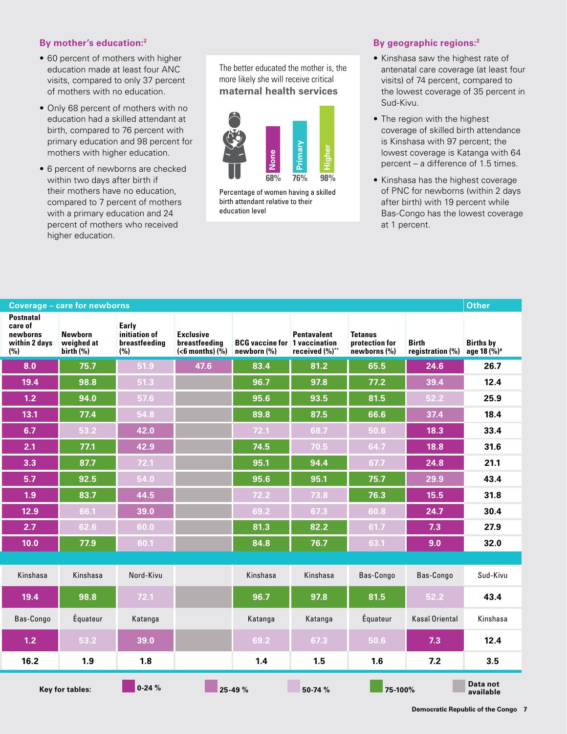### By mother's education:[2]

- 60 percent of mothers with higher education made at least four ANC visits, compared to only 37 percent of mothers with no education.
- Only 68 percent of mothers with no education had a skilled attendant at birth, compared to 76 percent with primary education and 98 percent for mothers with higher education.
- 6 percent of newborns are checked within two days after birth if their mothers have no education, compared to 7 percent of mothers with a primary education and 24 percent of mothers who received higher education.

The better educated the mother is, the more likely she will receive critical **maternal health services**

| None | Primary | Higher |
|---|---|---|
| 68% | 76% | 98% |

Percentage of women having a skilled birth attendant relative to their education level

### By geographic regions:[2]

- Kinshasa saw the highest rate of antenatal care coverage (at least four visits) of 74 percent, compared to the lowest coverage of 35 percent in Sud-Kivu.
- The region with the highest coverage of skilled birth attendance is Kinshasa with 97 percent; the lowest coverage is Katanga with 64 percent – a difference of 1.5 times.
- Kinshasa has the highest coverage of PNC for newborns (within 2 days after birth) with 19 percent while Bas-Congo has the lowest coverage at 1 percent.

| Coverage – care for newborns | | | | | | | | Other |
|---|---|---|---|---|---|---|---|---|
| Postnatal care of newborns within 2 days (%) | Newborn weighed at birth (%) | Early initiation of breastfeeding (%) | Exclusive breastfeeding (<6 months) (%) | BCG vaccine for newborn (%) | Pentavalent 1 vaccination received (%)** | Tetanus protection for newborns (%) | Birth registration (%) | Births by age 18 (%)# |
| 8.0 | 75.7 | 51.9 | 47.6 | 83.4 | 81.2 | 65.5 | 24.6 | 26.7 |
| 19.4 | 98.8 | 51.3 | | 96.7 | 97.8 | 77.2 | 39.4 | 12.4 |
| 1.2 | 94.0 | 57.6 | | 95.6 | 93.5 | 81.5 | 52.2 | 25.9 |
| 13.1 | 77.4 | 54.8 | | 89.8 | 87.5 | 66.6 | 37.4 | 18.4 |
| 6.7 | 53.2 | 42.0 | | 72.1 | 68.7 | 50.6 | 18.3 | 33.4 |
| 2.1 | 77.1 | 42.9 | | 74.5 | 70.5 | 64.7 | 18.8 | 31.6 |
| 3.3 | 87.7 | 72.1 | | 95.1 | 94.4 | 67.7 | 24.8 | 21.1 |
| 5.7 | 92.5 | 54.0 | | 95.6 | 95.1 | 75.7 | 29.9 | 43.4 |
| 1.9 | 83.7 | 44.5 | | 72.2 | 73.8 | 76.3 | 15.5 | 31.8 |
| 12.9 | 66.1 | 39.0 | | 69.2 | 67.3 | 60.8 | 24.7 | 30.4 |
| 2.7 | 62.6 | 60.0 | | 81.3 | 82.2 | 61.7 | 7.3 | 27.9 |
| 10.0 | 77.9 | 60.1 | | 84.8 | 76.7 | 63.1 | 9.0 | 32.0 |
| Kinshasa | Kinshasa | Nord-Kivu | | Kinshasa | Kinshasa | Bas-Congo | Bas-Congo | Sud-Kivu |
| 19.4 | 98.8 | 72.1 | | 96.7 | 97.8 | 81.5 | 52.2 | 43.4 |
| Bas-Congo | Équateur | Katanga | | Katanga | Katanga | Équateur | Kasaï Oriental | Kinshasa |
| 1.2 | 53.2 | 39.0 | | 69.2 | 67.3 | 50.6 | 7.3 | 12.4 |
| 16.2 | 1.9 | 1.8 | | 1.4 | 1.5 | 1.6 | 7.2 | 3.5 |

Key for tables: 0-24 % | 25-49 % | 50-74 % | 75-100% | Data not available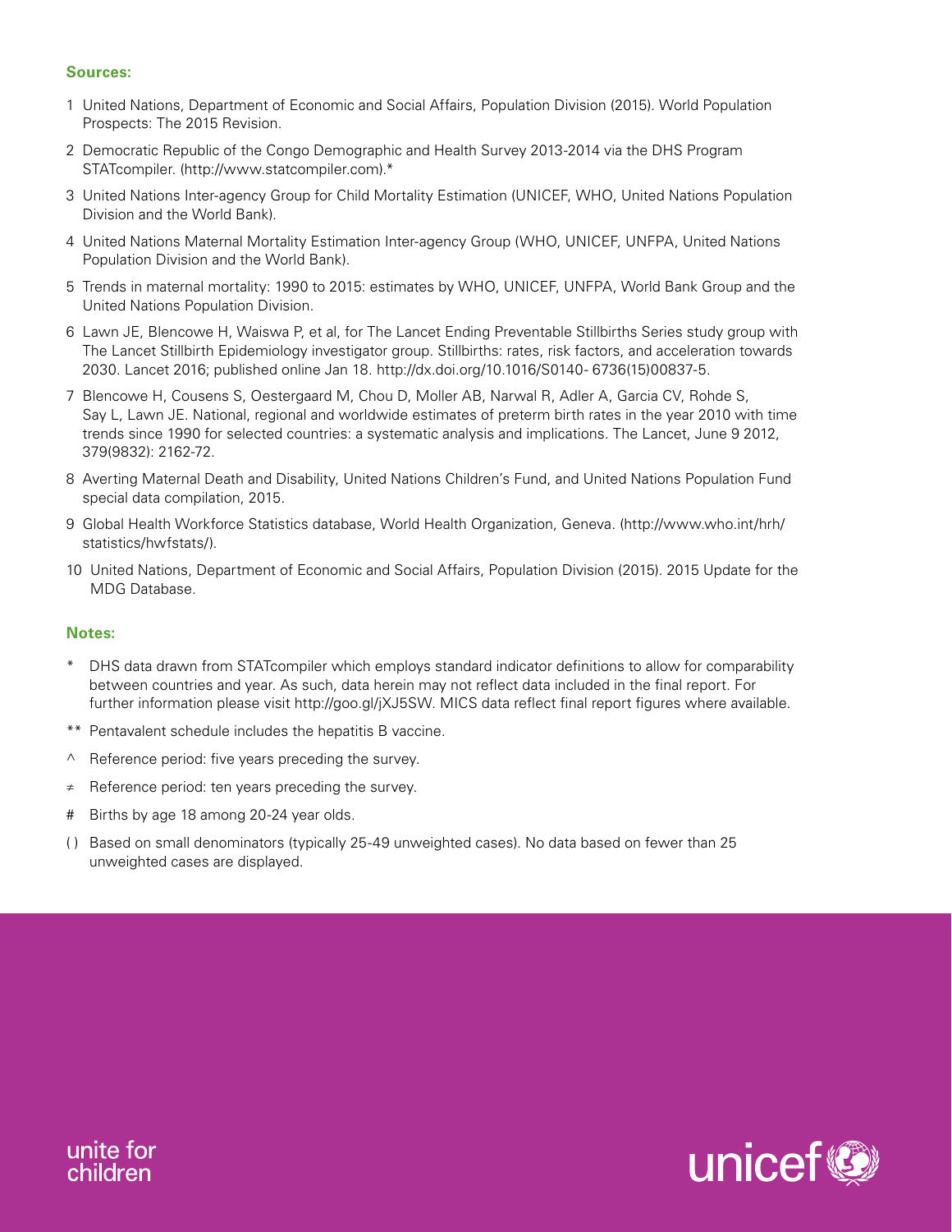**Sources:**

1 United Nations, Department of Economic and Social Affairs, Population Division (2015). World Population Prospects: The 2015 Revision.

2 Democratic Republic of the Congo Demographic and Health Survey 2013-2014 via the DHS Program STATcompiler. (http://www.statcompiler.com).*

3 United Nations Inter-agency Group for Child Mortality Estimation (UNICEF, WHO, United Nations Population Division and the World Bank).

4 United Nations Maternal Mortality Estimation Inter-agency Group (WHO, UNICEF, UNFPA, United Nations Population Division and the World Bank).

5 Trends in maternal mortality: 1990 to 2015: estimates by WHO, UNICEF, UNFPA, World Bank Group and the United Nations Population Division.

6 Lawn JE, Blencowe H, Waiswa P, et al, for The Lancet Ending Preventable Stillbirths Series study group with The Lancet Stillbirth Epidemiology investigator group. Stillbirths: rates, risk factors, and acceleration towards 2030. Lancet 2016; published online Jan 18. http://dx.doi.org/10.1016/S0140- 6736(15)00837-5.

7 Blencowe H, Cousens S, Oestergaard M, Chou D, Moller AB, Narwal R, Adler A, Garcia CV, Rohde S, Say L, Lawn JE. National, regional and worldwide estimates of preterm birth rates in the year 2010 with time trends since 1990 for selected countries: a systematic analysis and implications. The Lancet, June 9 2012, 379(9832): 2162-72.

8 Averting Maternal Death and Disability, United Nations Children's Fund, and United Nations Population Fund special data compilation, 2015.

9 Global Health Workforce Statistics database, World Health Organization, Geneva. (http://www.who.int/hrh/statistics/hwfstats/).

10 United Nations, Department of Economic and Social Affairs, Population Division (2015). 2015 Update for the MDG Database.

**Notes:**

* DHS data drawn from STATcompiler which employs standard indicator definitions to allow for comparability between countries and year. As such, data herein may not reflect data included in the final report. For further information please visit http://goo.gl/jXJ5SW. MICS data reflect final report figures where available.

** Pentavalent schedule includes the hepatitis B vaccine.

^ Reference period: five years preceding the survey.

≠ Reference period: ten years preceding the survey.

# Births by age 18 among 20-24 year olds.

( ) Based on small denominators (typically 25-49 unweighted cases). No data based on fewer than 25 unweighted cases are displayed.

unite for children

unicef